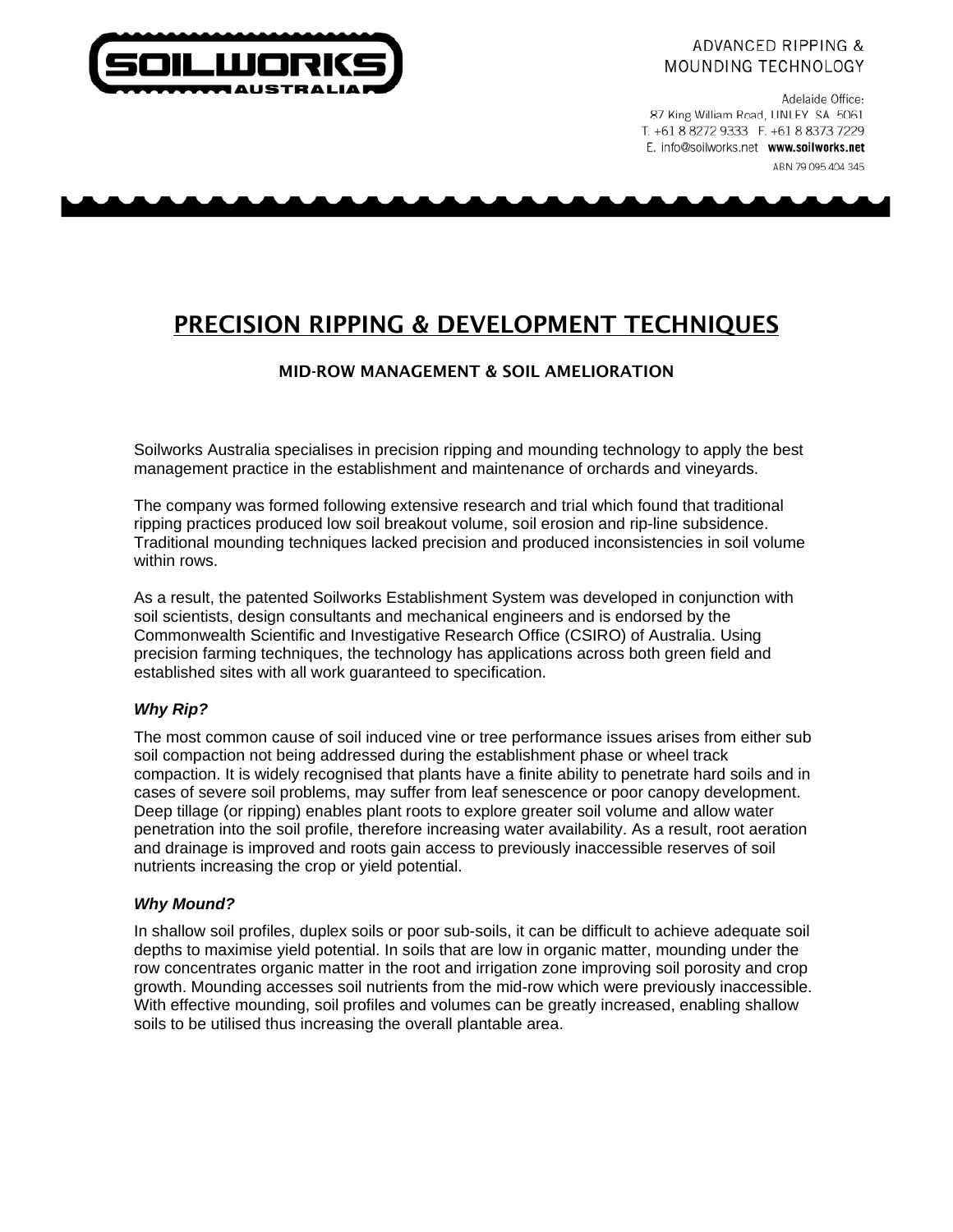ADVANCED RIPPING &
MOUNDING TECHNOLOGY

Adelaide Office:
87 King William Road, UNLEY SA 5061
T. +61 8 8272 9333 F. +61 8 8373 7229
E. info@soilworks.net **www.soilworks.net**
ABN 79 095 404 345

# PRECISION RIPPING & DEVELOPMENT TECHNIQUES

## MID-ROW MANAGEMENT & SOIL AMELIORATION

Soilworks Australia specialises in precision ripping and mounding technology to apply the best management practice in the establishment and maintenance of orchards and vineyards.

The company was formed following extensive research and trial which found that traditional ripping practices produced low soil breakout volume, soil erosion and rip-line subsidence. Traditional mounding techniques lacked precision and produced inconsistencies in soil volume within rows.

As a result, the patented Soilworks Establishment System was developed in conjunction with soil scientists, design consultants and mechanical engineers and is endorsed by the Commonwealth Scientific and Investigative Research Office (CSIRO) of Australia. Using precision farming techniques, the technology has applications across both green field and established sites with all work guaranteed to specification.

***Why Rip?***

The most common cause of soil induced vine or tree performance issues arises from either sub soil compaction not being addressed during the establishment phase or wheel track compaction. It is widely recognised that plants have a finite ability to penetrate hard soils and in cases of severe soil problems, may suffer from leaf senescence or poor canopy development. Deep tillage (or ripping) enables plant roots to explore greater soil volume and allow water penetration into the soil profile, therefore increasing water availability. As a result, root aeration and drainage is improved and roots gain access to previously inaccessible reserves of soil nutrients increasing the crop or yield potential.

***Why Mound?***

In shallow soil profiles, duplex soils or poor sub-soils, it can be difficult to achieve adequate soil depths to maximise yield potential. In soils that are low in organic matter, mounding under the row concentrates organic matter in the root and irrigation zone improving soil porosity and crop growth. Mounding accesses soil nutrients from the mid-row which were previously inaccessible. With effective mounding, soil profiles and volumes can be greatly increased, enabling shallow soils to be utilised thus increasing the overall plantable area.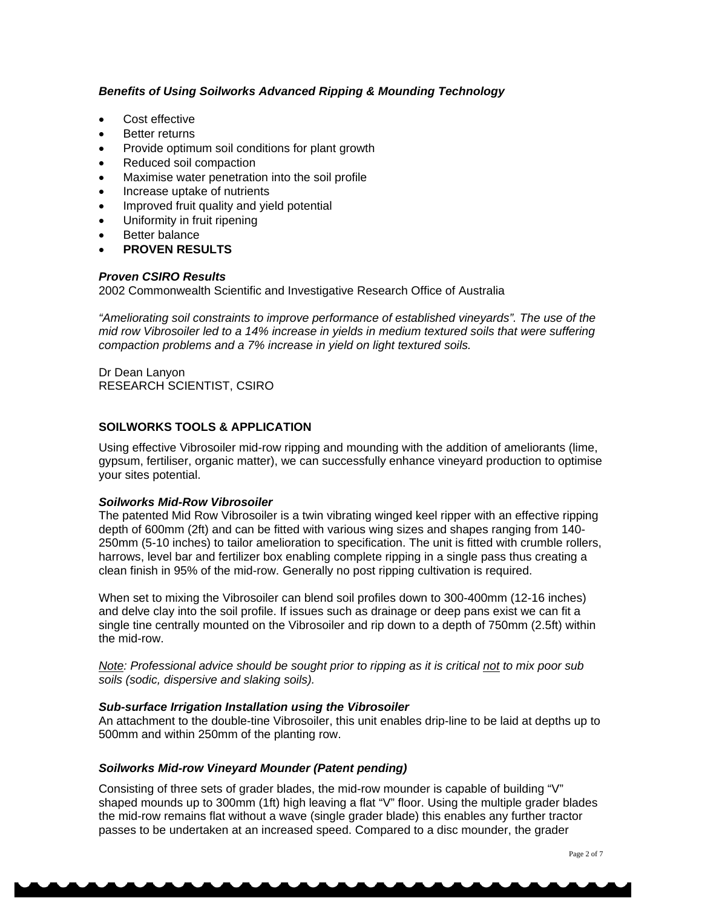***Benefits of Using Soilworks Advanced Ripping & Mounding Technology***

- Cost effective
- Better returns
- Provide optimum soil conditions for plant growth
- Reduced soil compaction
- Maximise water penetration into the soil profile
- Increase uptake of nutrients
- Improved fruit quality and yield potential
- Uniformity in fruit ripening
- Better balance
- **PROVEN RESULTS**

***Proven CSIRO Results***
2002 Commonwealth Scientific and Investigative Research Office of Australia

*"Ameliorating soil constraints to improve performance of established vineyards". The use of the mid row Vibrosoiler led to a 14% increase in yields in medium textured soils that were suffering compaction problems and a 7% increase in yield on light textured soils.*

Dr Dean Lanyon
RESEARCH SCIENTIST, CSIRO

**SOILWORKS TOOLS & APPLICATION**

Using effective Vibrosoiler mid-row ripping and mounding with the addition of ameliorants (lime, gypsum, fertiliser, organic matter), we can successfully enhance vineyard production to optimise your sites potential.

***Soilworks Mid-Row Vibrosoiler***
The patented Mid Row Vibrosoiler is a twin vibrating winged keel ripper with an effective ripping depth of 600mm (2ft) and can be fitted with various wing sizes and shapes ranging from 140-250mm (5-10 inches) to tailor amelioration to specification. The unit is fitted with crumble rollers, harrows, level bar and fertilizer box enabling complete ripping in a single pass thus creating a clean finish in 95% of the mid-row. Generally no post ripping cultivation is required.

When set to mixing the Vibrosoiler can blend soil profiles down to 300-400mm (12-16 inches) and delve clay into the soil profile. If issues such as drainage or deep pans exist we can fit a single tine centrally mounted on the Vibrosoiler and rip down to a depth of 750mm (2.5ft) within the mid-row.

*Note: Professional advice should be sought prior to ripping as it is critical not to mix poor sub soils (sodic, dispersive and slaking soils).*

***Sub-surface Irrigation Installation using the Vibrosoiler***
An attachment to the double-tine Vibrosoiler, this unit enables drip-line to be laid at depths up to 500mm and within 250mm of the planting row.

***Soilworks Mid-row Vineyard Mounder (Patent pending)***

Consisting of three sets of grader blades, the mid-row mounder is capable of building "V" shaped mounds up to 300mm (1ft) high leaving a flat "V" floor. Using the multiple grader blades the mid-row remains flat without a wave (single grader blade) this enables any further tractor passes to be undertaken at an increased speed. Compared to a disc mounder, the grader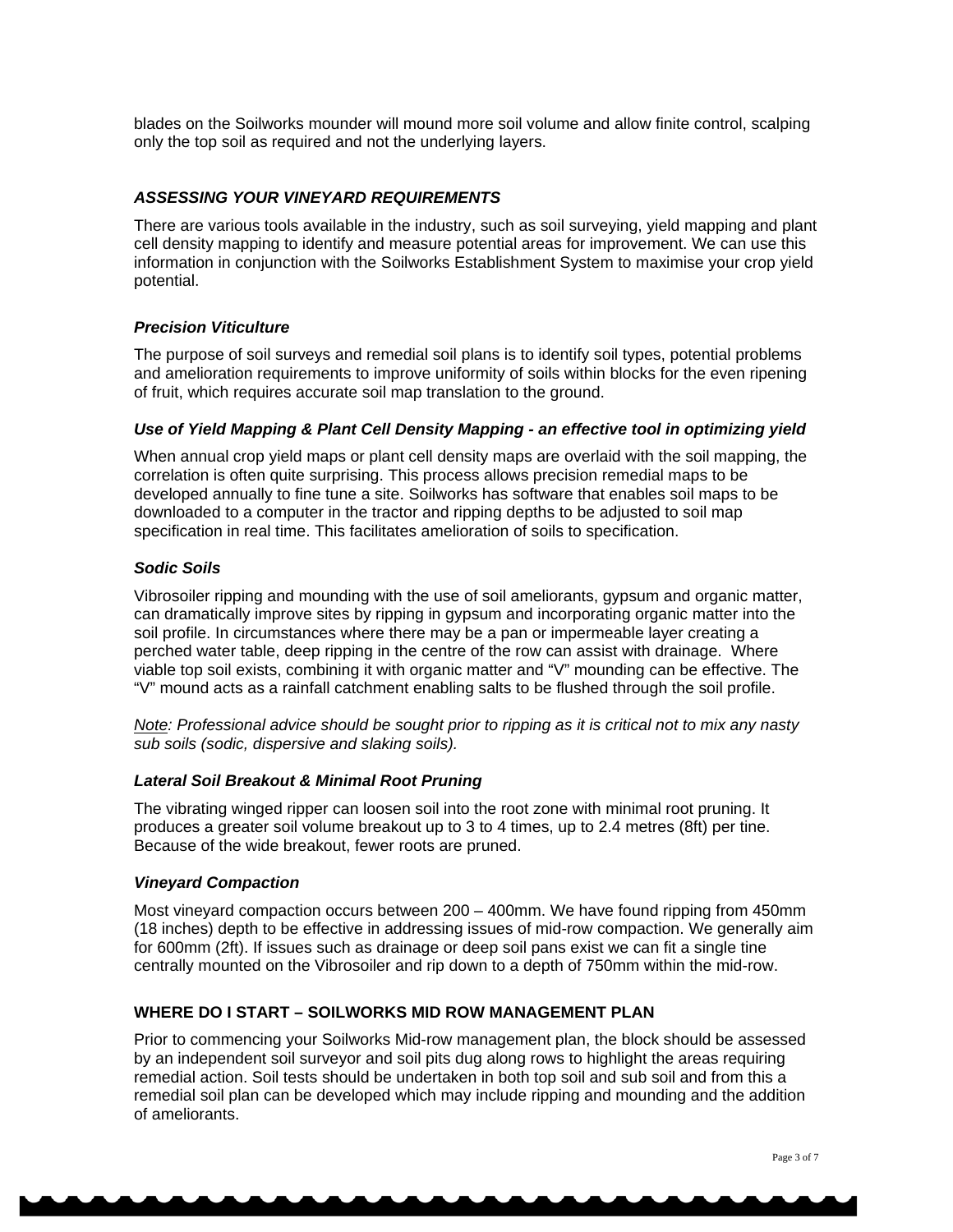blades on the Soilworks mounder will mound more soil volume and allow finite control, scalping only the top soil as required and not the underlying layers.

## *ASSESSING YOUR VINEYARD REQUIREMENTS*

There are various tools available in the industry, such as soil surveying, yield mapping and plant cell density mapping to identify and measure potential areas for improvement. We can use this information in conjunction with the Soilworks Establishment System to maximise your crop yield potential.

### *Precision Viticulture*

The purpose of soil surveys and remedial soil plans is to identify soil types, potential problems and amelioration requirements to improve uniformity of soils within blocks for the even ripening of fruit, which requires accurate soil map translation to the ground.

### *Use of Yield Mapping & Plant Cell Density Mapping - an effective tool in optimizing yield*

When annual crop yield maps or plant cell density maps are overlaid with the soil mapping, the correlation is often quite surprising. This process allows precision remedial maps to be developed annually to fine tune a site. Soilworks has software that enables soil maps to be downloaded to a computer in the tractor and ripping depths to be adjusted to soil map specification in real time. This facilitates amelioration of soils to specification.

### *Sodic Soils*

Vibrosoiler ripping and mounding with the use of soil ameliorants, gypsum and organic matter, can dramatically improve sites by ripping in gypsum and incorporating organic matter into the soil profile. In circumstances where there may be a pan or impermeable layer creating a perched water table, deep ripping in the centre of the row can assist with drainage. Where viable top soil exists, combining it with organic matter and "V" mounding can be effective. The "V" mound acts as a rainfall catchment enabling salts to be flushed through the soil profile.

*Note: Professional advice should be sought prior to ripping as it is critical not to mix any nasty sub soils (sodic, dispersive and slaking soils).*

### *Lateral Soil Breakout & Minimal Root Pruning*

The vibrating winged ripper can loosen soil into the root zone with minimal root pruning. It produces a greater soil volume breakout up to 3 to 4 times, up to 2.4 metres (8ft) per tine. Because of the wide breakout, fewer roots are pruned.

### *Vineyard Compaction*

Most vineyard compaction occurs between 200 – 400mm. We have found ripping from 450mm (18 inches) depth to be effective in addressing issues of mid-row compaction. We generally aim for 600mm (2ft). If issues such as drainage or deep soil pans exist we can fit a single tine centrally mounted on the Vibrosoiler and rip down to a depth of 750mm within the mid-row.

## WHERE DO I START – SOILWORKS MID ROW MANAGEMENT PLAN

Prior to commencing your Soilworks Mid-row management plan, the block should be assessed by an independent soil surveyor and soil pits dug along rows to highlight the areas requiring remedial action. Soil tests should be undertaken in both top soil and sub soil and from this a remedial soil plan can be developed which may include ripping and mounding and the addition of ameliorants.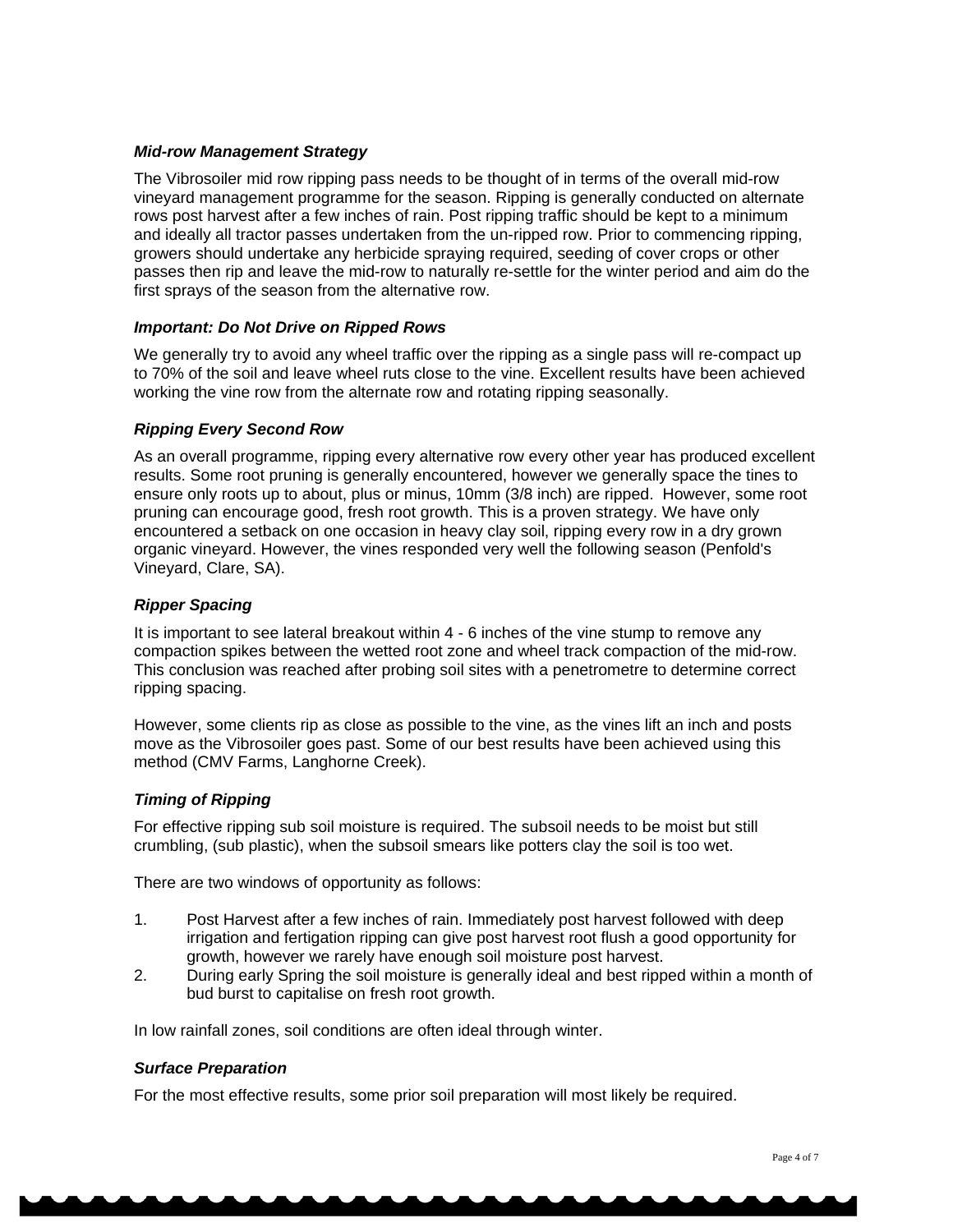***Mid-row Management Strategy***

The Vibrosoiler mid row ripping pass needs to be thought of in terms of the overall mid-row vineyard management programme for the season. Ripping is generally conducted on alternate rows post harvest after a few inches of rain. Post ripping traffic should be kept to a minimum and ideally all tractor passes undertaken from the un-ripped row. Prior to commencing ripping, growers should undertake any herbicide spraying required, seeding of cover crops or other passes then rip and leave the mid-row to naturally re-settle for the winter period and aim do the first sprays of the season from the alternative row.

***Important: Do Not Drive on Ripped Rows***

We generally try to avoid any wheel traffic over the ripping as a single pass will re-compact up to 70% of the soil and leave wheel ruts close to the vine. Excellent results have been achieved working the vine row from the alternate row and rotating ripping seasonally.

***Ripping Every Second Row***

As an overall programme, ripping every alternative row every other year has produced excellent results. Some root pruning is generally encountered, however we generally space the tines to ensure only roots up to about, plus or minus, 10mm (3/8 inch) are ripped. However, some root pruning can encourage good, fresh root growth. This is a proven strategy. We have only encountered a setback on one occasion in heavy clay soil, ripping every row in a dry grown organic vineyard. However, the vines responded very well the following season (Penfold's Vineyard, Clare, SA).

***Ripper Spacing***

It is important to see lateral breakout within 4 - 6 inches of the vine stump to remove any compaction spikes between the wetted root zone and wheel track compaction of the mid-row. This conclusion was reached after probing soil sites with a penetrometre to determine correct ripping spacing.

However, some clients rip as close as possible to the vine, as the vines lift an inch and posts move as the Vibrosoiler goes past. Some of our best results have been achieved using this method (CMV Farms, Langhorne Creek).

***Timing of Ripping***

For effective ripping sub soil moisture is required. The subsoil needs to be moist but still crumbling, (sub plastic), when the subsoil smears like potters clay the soil is too wet.

There are two windows of opportunity as follows:

1. Post Harvest after a few inches of rain. Immediately post harvest followed with deep irrigation and fertigation ripping can give post harvest root flush a good opportunity for growth, however we rarely have enough soil moisture post harvest.
2. During early Spring the soil moisture is generally ideal and best ripped within a month of bud burst to capitalise on fresh root growth.

In low rainfall zones, soil conditions are often ideal through winter.

***Surface Preparation***

For the most effective results, some prior soil preparation will most likely be required.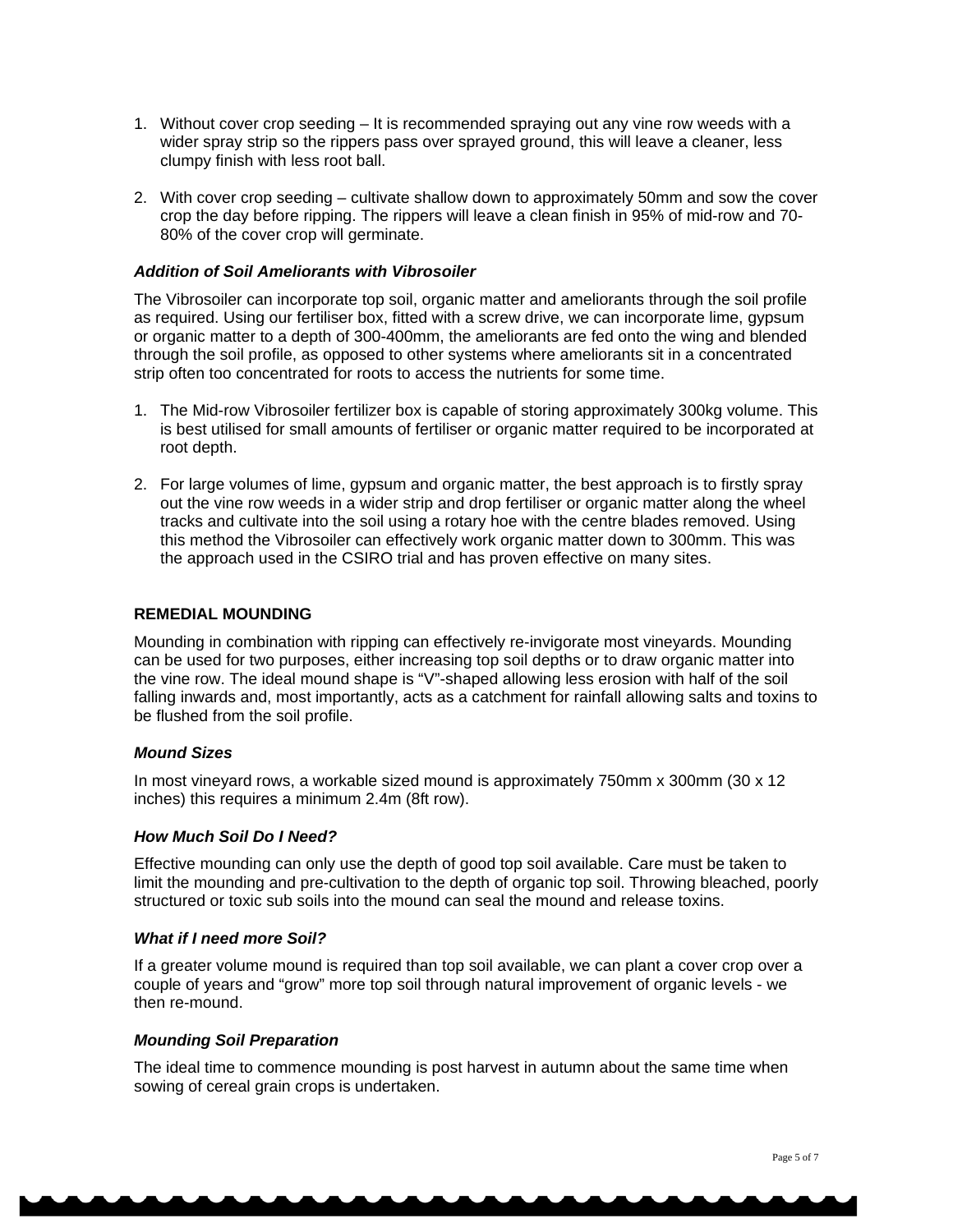1. Without cover crop seeding – It is recommended spraying out any vine row weeds with a wider spray strip so the rippers pass over sprayed ground, this will leave a cleaner, less clumpy finish with less root ball.

2. With cover crop seeding – cultivate shallow down to approximately 50mm and sow the cover crop the day before ripping. The rippers will leave a clean finish in 95% of mid-row and 70-80% of the cover crop will germinate.

***Addition of Soil Ameliorants with Vibrosoiler***

The Vibrosoiler can incorporate top soil, organic matter and ameliorants through the soil profile as required. Using our fertiliser box, fitted with a screw drive, we can incorporate lime, gypsum or organic matter to a depth of 300-400mm, the ameliorants are fed onto the wing and blended through the soil profile, as opposed to other systems where ameliorants sit in a concentrated strip often too concentrated for roots to access the nutrients for some time.

1. The Mid-row Vibrosoiler fertilizer box is capable of storing approximately 300kg volume. This is best utilised for small amounts of fertiliser or organic matter required to be incorporated at root depth.

2. For large volumes of lime, gypsum and organic matter, the best approach is to firstly spray out the vine row weeds in a wider strip and drop fertiliser or organic matter along the wheel tracks and cultivate into the soil using a rotary hoe with the centre blades removed. Using this method the Vibrosoiler can effectively work organic matter down to 300mm. This was the approach used in the CSIRO trial and has proven effective on many sites.

**REMEDIAL MOUNDING**

Mounding in combination with ripping can effectively re-invigorate most vineyards. Mounding can be used for two purposes, either increasing top soil depths or to draw organic matter into the vine row. The ideal mound shape is "V"-shaped allowing less erosion with half of the soil falling inwards and, most importantly, acts as a catchment for rainfall allowing salts and toxins to be flushed from the soil profile.

***Mound Sizes***

In most vineyard rows, a workable sized mound is approximately 750mm x 300mm (30 x 12 inches) this requires a minimum 2.4m (8ft row).

***How Much Soil Do I Need?***

Effective mounding can only use the depth of good top soil available. Care must be taken to limit the mounding and pre-cultivation to the depth of organic top soil. Throwing bleached, poorly structured or toxic sub soils into the mound can seal the mound and release toxins.

***What if I need more Soil?***

If a greater volume mound is required than top soil available, we can plant a cover crop over a couple of years and "grow" more top soil through natural improvement of organic levels - we then re-mound.

***Mounding Soil Preparation***

The ideal time to commence mounding is post harvest in autumn about the same time when sowing of cereal grain crops is undertaken.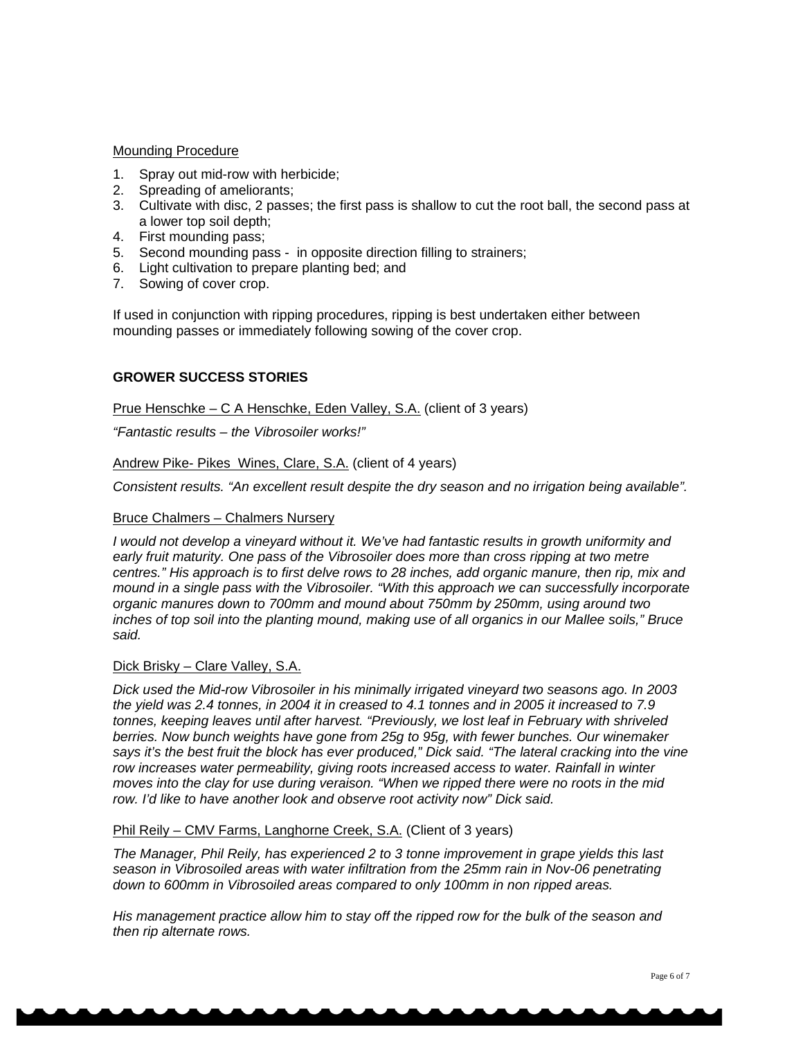Mounding Procedure

1. Spray out mid-row with herbicide;
2. Spreading of ameliorants;
3. Cultivate with disc, 2 passes; the first pass is shallow to cut the root ball, the second pass at a lower top soil depth;
4. First mounding pass;
5. Second mounding pass - in opposite direction filling to strainers;
6. Light cultivation to prepare planting bed; and
7. Sowing of cover crop.

If used in conjunction with ripping procedures, ripping is best undertaken either between mounding passes or immediately following sowing of the cover crop.

## GROWER SUCCESS STORIES

Prue Henschke – C A Henschke, Eden Valley, S.A. (client of 3 years)

*"Fantastic results – the Vibrosoiler works!"*

Andrew Pike- Pikes Wines, Clare, S.A. (client of 4 years)

*Consistent results. "An excellent result despite the dry season and no irrigation being available".*

Bruce Chalmers – Chalmers Nursery

*I would not develop a vineyard without it. We've had fantastic results in growth uniformity and early fruit maturity. One pass of the Vibrosoiler does more than cross ripping at two metre centres." His approach is to first delve rows to 28 inches, add organic manure, then rip, mix and mound in a single pass with the Vibrosoiler. "With this approach we can successfully incorporate organic manures down to 700mm and mound about 750mm by 250mm, using around two inches of top soil into the planting mound, making use of all organics in our Mallee soils," Bruce said.*

Dick Brisky – Clare Valley, S.A.

*Dick used the Mid-row Vibrosoiler in his minimally irrigated vineyard two seasons ago. In 2003 the yield was 2.4 tonnes, in 2004 it in creased to 4.1 tonnes and in 2005 it increased to 7.9 tonnes, keeping leaves until after harvest. "Previously, we lost leaf in February with shriveled berries. Now bunch weights have gone from 25g to 95g, with fewer bunches. Our winemaker says it's the best fruit the block has ever produced," Dick said. "The lateral cracking into the vine row increases water permeability, giving roots increased access to water. Rainfall in winter moves into the clay for use during veraison. "When we ripped there were no roots in the mid row. I'd like to have another look and observe root activity now" Dick said.*

Phil Reily – CMV Farms, Langhorne Creek, S.A. (Client of 3 years)

*The Manager, Phil Reily, has experienced 2 to 3 tonne improvement in grape yields this last season in Vibrosoiled areas with water infiltration from the 25mm rain in Nov-06 penetrating down to 600mm in Vibrosoiled areas compared to only 100mm in non ripped areas.*

*His management practice allow him to stay off the ripped row for the bulk of the season and then rip alternate rows.*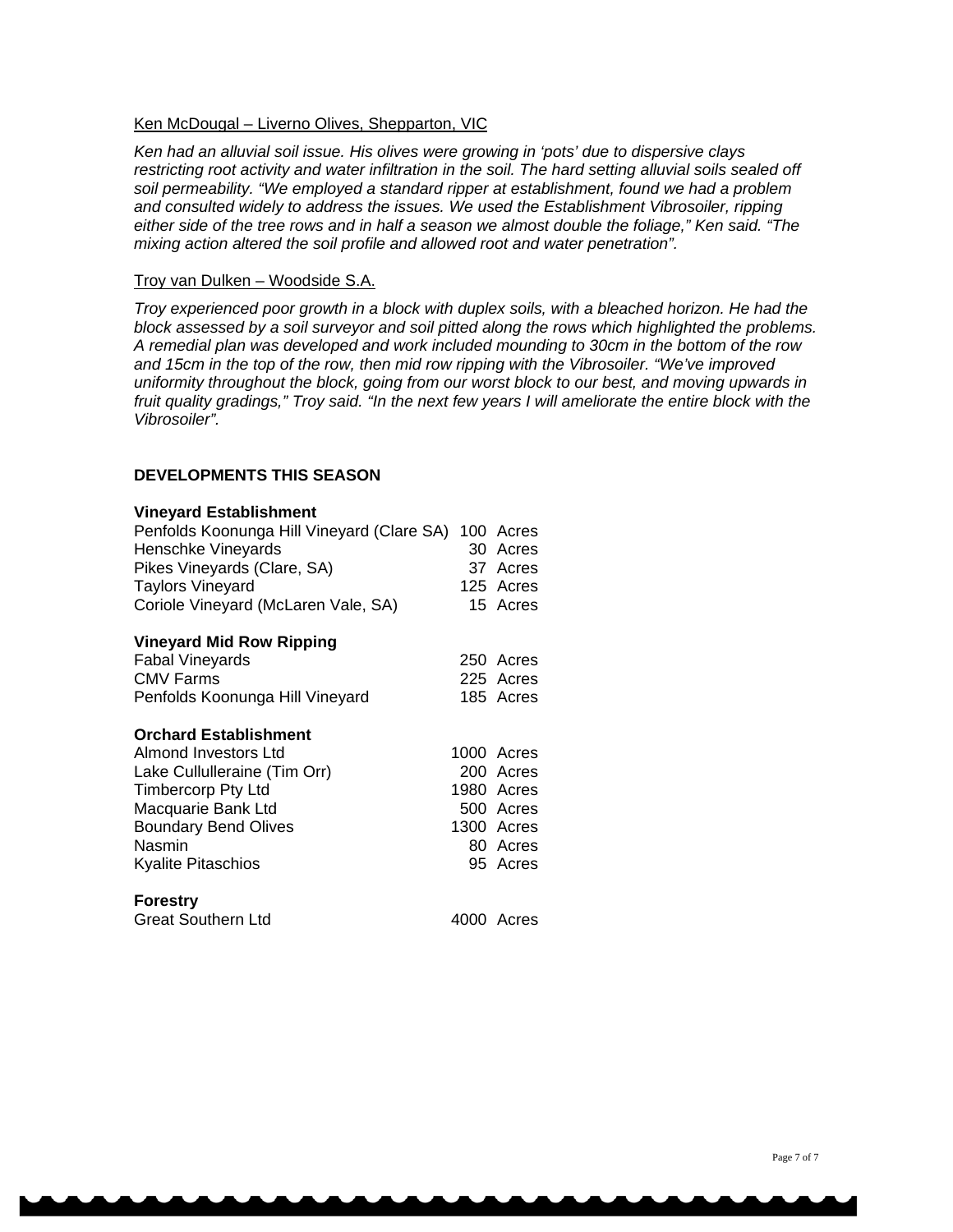Ken McDougal – Liverno Olives, Shepparton, VIC

*Ken had an alluvial soil issue. His olives were growing in 'pots' due to dispersive clays restricting root activity and water infiltration in the soil. The hard setting alluvial soils sealed off soil permeability. "We employed a standard ripper at establishment, found we had a problem and consulted widely to address the issues. We used the Establishment Vibrosoiler, ripping either side of the tree rows and in half a season we almost double the foliage," Ken said. "The mixing action altered the soil profile and allowed root and water penetration".*

Troy van Dulken – Woodside S.A.

*Troy experienced poor growth in a block with duplex soils, with a bleached horizon. He had the block assessed by a soil surveyor and soil pitted along the rows which highlighted the problems. A remedial plan was developed and work included mounding to 30cm in the bottom of the row and 15cm in the top of the row, then mid row ripping with the Vibrosoiler. "We've improved uniformity throughout the block, going from our worst block to our best, and moving upwards in fruit quality gradings," Troy said. "In the next few years I will ameliorate the entire block with the Vibrosoiler".*

## DEVELOPMENTS THIS SEASON

**Vineyard Establishment**

| | |
|---|---|
| Penfolds Koonunga Hill Vineyard (Clare SA) | 100 Acres |
| Henschke Vineyards | 30 Acres |
| Pikes Vineyards (Clare, SA) | 37 Acres |
| Taylors Vineyard | 125 Acres |
| Coriole Vineyard (McLaren Vale, SA) | 15 Acres |

**Vineyard Mid Row Ripping**

| | |
|---|---|
| Fabal Vineyards | 250 Acres |
| CMV Farms | 225 Acres |
| Penfolds Koonunga Hill Vineyard | 185 Acres |

**Orchard Establishment**

| | |
|---|---|
| Almond Investors Ltd | 1000 Acres |
| Lake Cullulleraine (Tim Orr) | 200 Acres |
| Timbercorp Pty Ltd | 1980 Acres |
| Macquarie Bank Ltd | 500 Acres |
| Boundary Bend Olives | 1300 Acres |
| Nasmin | 80 Acres |
| Kyalite Pitaschios | 95 Acres |

**Forestry**

| | |
|---|---|
| Great Southern Ltd | 4000 Acres |